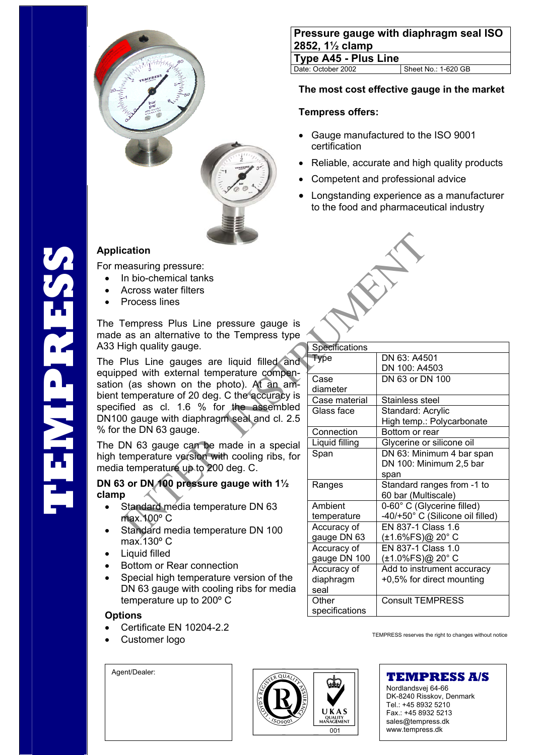# Pressure gauge with diaphragm seal ISO 2852, 1½ clamp

## Type A45 - Plus Line

Date: October 2002 | Sheet No.: 1-620 GB

**The most cost effective gauge in the market**

**Tempress offers:**

- Gauge manufactured to the ISO 9001 certification
- Reliable, accurate and high quality products
- Competent and professional advice
- Longstanding experience as a manufacturer to the food and pharmaceutical industry

TEMPRESS

### Application

For measuring pressure:

- In bio-chemical tanks
- Across water filters
- Process lines

The Tempress Plus Line pressure gauge is made as an alternative to the Tempress type A33 High quality gauge.

The Plus Line gauges are liquid filled and equipped with external temperature compensation (as shown on the photo). At an ambient temperature of 20 deg. C the accuracy is specified as cl. 1.6 % for the assembled DN100 gauge with diaphragm seal and cl. 2.5 % for the DN 63 gauge.

The DN 63 gauge can be made in a special high temperature version with cooling ribs, for media temperature up to 200 deg. C.

### DN 63 or DN 100 pressure gauge with 1½ clamp

- Standard media temperature DN 63 max.100º C
- Standard media temperature DN 100 max.130º C
- Liquid filled
- Bottom or Rear connection
- Special high temperature version of the DN 63 gauge with cooling ribs for media temperature up to 200º C

### Options

- Certificate EN 10204-2.2
- Customer logo

| Specifications | |
|---|---|
| Type | DN 63: A4501<br>DN 100: A4503 |
| Case diameter | DN 63 or DN 100 |
| Case material | Stainless steel |
| Glass face | Standard: Acrylic<br>High temp.: Polycarbonate |
| Connection | Bottom or rear |
| Liquid filling | Glycerine or silicone oil |
| Span | DN 63: Minimum 4 bar span<br>DN 100: Minimum 2,5 bar span |
| Ranges | Standard ranges from -1 to 60 bar (Multiscale) |
| Ambient temperature | 0-60° C (Glycerine filled)<br>-40/+50° C (Silicone oil filled) |
| Accuracy of gauge DN 63 | EN 837-1 Class 1.6<br>(±1.6%FS)@ 20° C |
| Accuracy of gauge DN 100 | EN 837-1 Class 1.0<br>(±1.0%FS)@ 20° C |
| Accuracy of diaphragm seal | Add to instrument accuracy +0,5% for direct mounting |
| Other specifications | Consult TEMPRESS |

TEMPRESS reserves the right to changes without notice

Agent/Dealer:

UKAS QUALITY MANAGEMENT 001

**TEMPRESS A/S**
Nordlandsvej 64-66
DK-8240 Risskov, Denmark
Tel.: +45 8932 5210
Fax.: +45 8932 5213
sales@tempress.dk
www.tempress.dk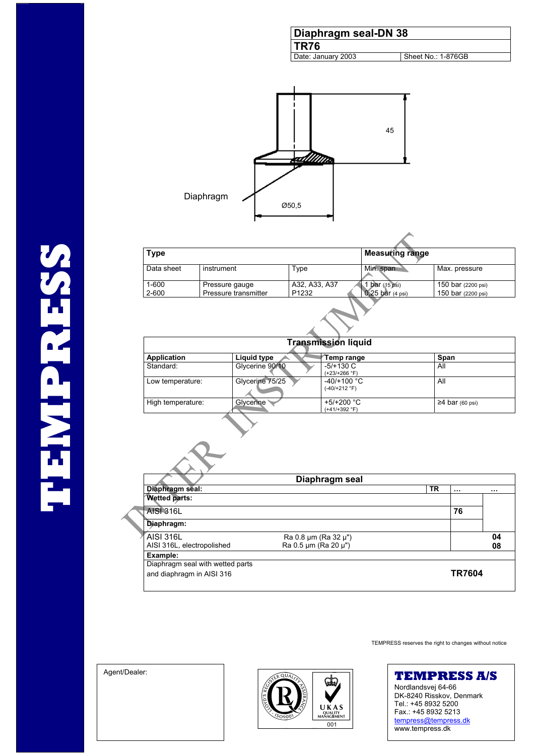# Diaphragm seal-DN 38

## TR76

Date: January 2003 | Sheet No.: 1-876GB

45

Diaphragm

Ø50,5

| Type | | | Measuring range | |
|---|---|---|---|---|
| Data sheet | instrument | Type | Min. span | Max. pressure |
| 1-600<br>2-600 | Pressure gauge<br>Pressure transmitter | A32, A33, A37<br>P1232 | 1 bar (15 psi)<br>0,25 bar (4 psi) | 150 bar (2200 psi)<br>150 bar (2200 psi) |

| Transmission liquid | | | |
|---|---|---|---|
| **Application** | **Liquid type** | **Temp range** | **Span** |
| Standard: | Glycerine 90/10 | -5/+130 C<br>(+23/+266 °F) | All |
| Low temperature: | Glycerine 75/25 | -40/+100 °C<br>(-40/+212 °F) | All |
| High temperature: | Glycerine | +5/+200 °C<br>(+41/+392 °F) | ≥4 bar (60 psi) |

| Diaphragm seal | | | | |
|---|---|---|---|---|
| **Diaphragm seal:** | | TR | ... | ... |
| **Wetted parts:** | | | | |
| AISI 316L | | | 76 | |
| **Diaphragm:** | | | | |
| AISI 316L<br>AISI 316L, electropolished | Ra 0.8 µm (Ra 32 µ")<br>Ra 0.5 µm (Ra 20 µ") | | | 04<br>08 |
| **Example:** | | | | |
| Diaphragm seal with wetted parts<br>and diaphragm in AISI 316 | | | TR7604 | |

TEMPRESS reserves the right to changes without notice

Agent/Dealer:

**TEMPRESS A/S**
Nordlandsvej 64-66
DK-8240 Risskov, Denmark
Tel.: +45 8932 5200
Fax.: +45 8932 5213
tempress@tempress.dk
www.tempress.dk